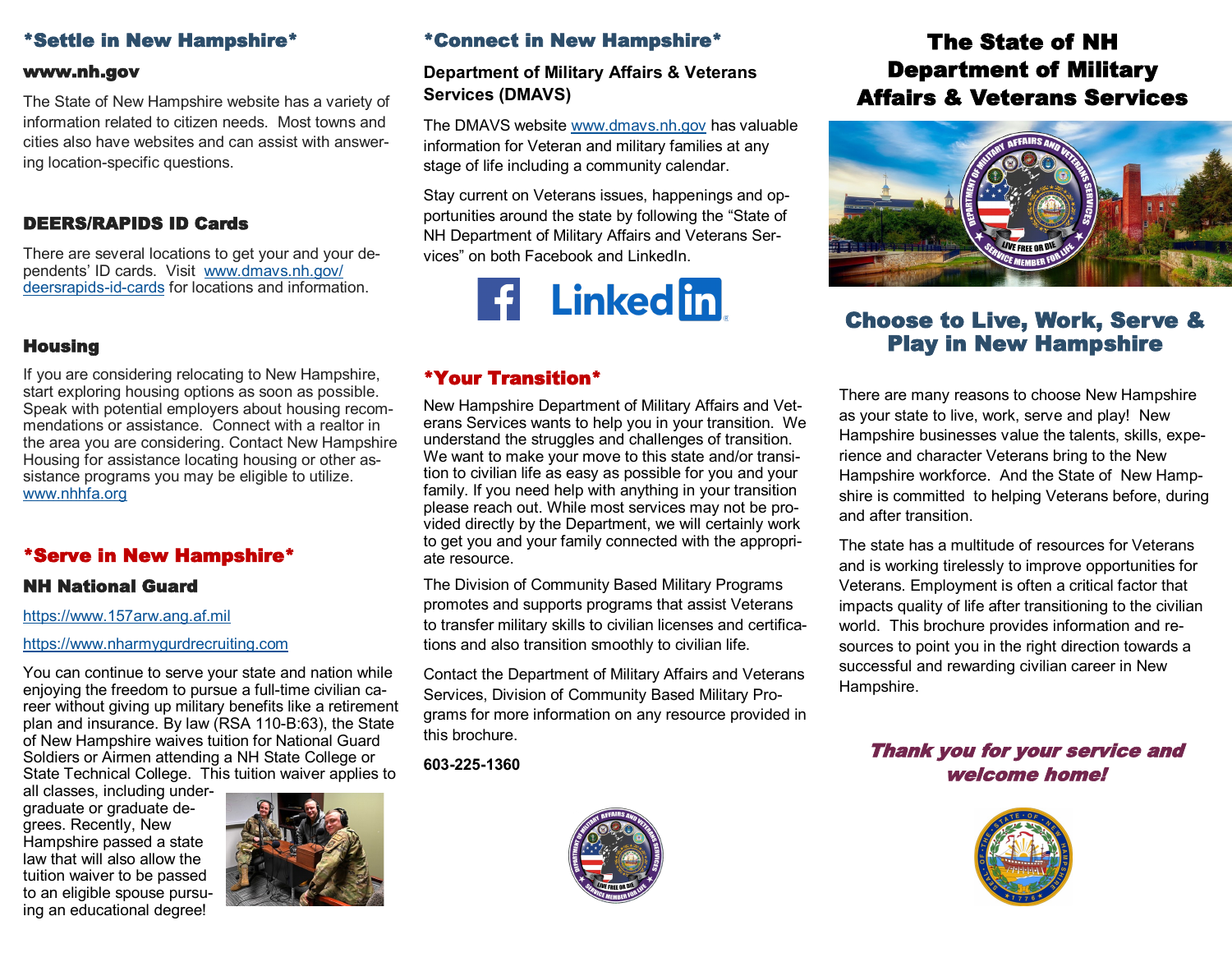## *Settle in New Hampshire*

### www.nh.gov

The State of New Hampshire website has a variety of information related to citizen needs. Most towns and cities also have websites and can assist with answering location-specific questions.

### DEERS/RAPIDS ID Cards

There are several locations to get your and your dependents' ID cards. Visit www.dmavs.nh.gov/deersrapids-id-cards for locations and information.

### Housing

If you are considering relocating to New Hampshire, start exploring housing options as soon as possible. Speak with potential employers about housing recommendations or assistance. Connect with a realtor in the area you are considering. Contact New Hampshire Housing for assistance locating housing or other assistance programs you may be eligible to utilize. www.nhhfa.org

## *Serve in New Hampshire*

### NH National Guard

https://www.157arw.ang.af.mil

https://www.nharmygurdrecruiting.com

You can continue to serve your state and nation while enjoying the freedom to pursue a full-time civilian career without giving up military benefits like a retirement plan and insurance. By law (RSA 110-B:63), the State of New Hampshire waives tuition for National Guard Soldiers or Airmen attending a NH State College or State Technical College. This tuition waiver applies to all classes, including undergraduate or graduate degrees. Recently, New Hampshire passed a state law that will also allow the tuition waiver to be passed to an eligible spouse pursuing an educational degree!

## *Connect in New Hampshire*

### Department of Military Affairs & Veterans Services (DMAVS)

The DMAVS website www.dmavs.nh.gov has valuable information for Veteran and military families at any stage of life including a community calendar.

Stay current on Veterans issues, happenings and opportunities around the state by following the "State of NH Department of Military Affairs and Veterans Services" on both Facebook and LinkedIn.

## *Your Transition*

New Hampshire Department of Military Affairs and Veterans Services wants to help you in your transition. We understand the struggles and challenges of transition. We want to make your move to this state and/or transition to civilian life as easy as possible for you and your family. If you need help with anything in your transition please reach out. While most services may not be provided directly by the Department, we will certainly work to get you and your family connected with the appropriate resource.

The Division of Community Based Military Programs promotes and supports programs that assist Veterans to transfer military skills to civilian licenses and certifications and also transition smoothly to civilian life.

Contact the Department of Military Affairs and Veterans Services, Division of Community Based Military Programs for more information on any resource provided in this brochure.

**603-225-1360**

# The State of NH Department of Military Affairs & Veterans Services

## Choose to Live, Work, Serve & Play in New Hampshire

There are many reasons to choose New Hampshire as your state to live, work, serve and play! New Hampshire businesses value the talents, skills, experience and character Veterans bring to the New Hampshire workforce. And the State of New Hampshire is committed to helping Veterans before, during and after transition.

The state has a multitude of resources for Veterans and is working tirelessly to improve opportunities for Veterans. Employment is often a critical factor that impacts quality of life after transitioning to the civilian world. This brochure provides information and resources to point you in the right direction towards a successful and rewarding civilian career in New Hampshire.

***Thank you for your service and welcome home!***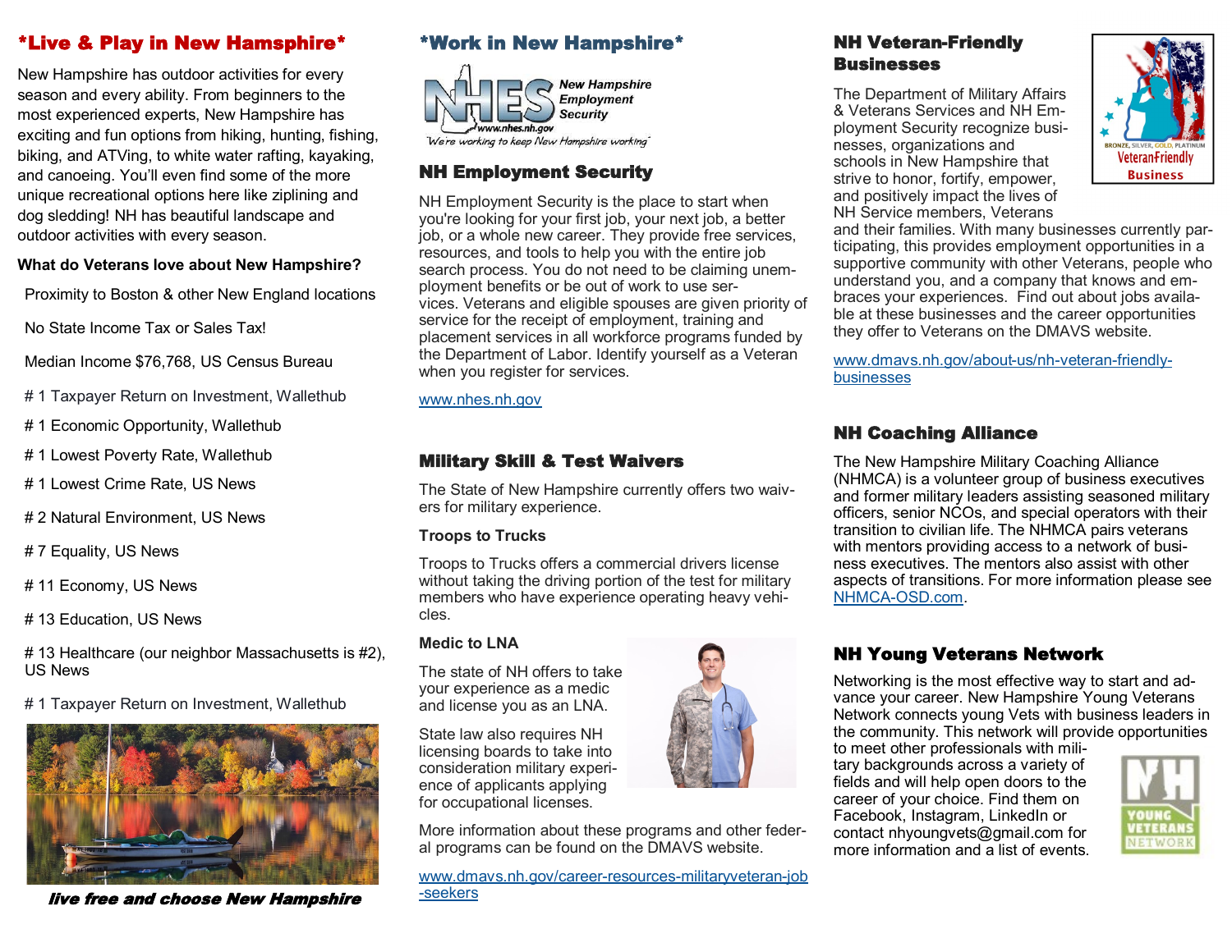## \*Live & Play in New Hampshire\*

New Hampshire has outdoor activities for every season and every ability. From beginners to the most experienced experts, New Hampshire has exciting and fun options from hiking, hunting, fishing, biking, and ATVing, to white water rafting, kayaking, and canoeing. You'll even find some of the more unique recreational options here like ziplining and dog sledding! NH has beautiful landscape and outdoor activities with every season.

**What do Veterans love about New Hampshire?**

Proximity to Boston & other New England locations

No State Income Tax or Sales Tax!

Median Income $76,768, US Census Bureau

# 1 Taxpayer Return on Investment, Wallethub

# 1 Economic Opportunity, Wallethub

# 1 Lowest Poverty Rate, Wallethub

# 1 Lowest Crime Rate, US News

# 2 Natural Environment, US News

# 7 Equality, US News

# 11 Economy, US News

# 13 Education, US News

# 13 Healthcare (our neighbor Massachusetts is #2), US News

# 1 Taxpayer Return on Investment, Wallethub

***live free and choose New Hampshire***

## \*Work in New Hampshire\*

NHES New Hampshire Employment Security
www.nhes.nh.gov
"We're working to keep New Hampshire working"

### NH Employment Security

NH Employment Security is the place to start when you're looking for your first job, your next job, a better job, or a whole new career. They provide free services, resources, and tools to help you with the entire job search process. You do not need to be claiming unemployment benefits or be out of work to use services. Veterans and eligible spouses are given priority of service for the receipt of employment, training and placement services in all workforce programs funded by the Department of Labor. Identify yourself as a Veteran when you register for services.

www.nhes.nh.gov

### Military Skill & Test Waivers

The State of New Hampshire currently offers two waivers for military experience.

**Troops to Trucks**

Troops to Trucks offers a commercial drivers license without taking the driving portion of the test for military members who have experience operating heavy vehicles.

**Medic to LNA**

The state of NH offers to take your experience as a medic and license you as an LNA.

State law also requires NH licensing boards to take into consideration military experience of applicants applying for occupational licenses.

More information about these programs and other federal programs can be found on the DMAVS website.

www.dmavs.nh.gov/career-resources-militaryveteran-job-seekers

### NH Veteran-Friendly Businesses

BRONZE, SILVER, GOLD, PLATINUM Veteran-Friendly Business

The Department of Military Affairs & Veterans Services and NH Employment Security recognize businesses, organizations and schools in New Hampshire that strive to honor, fortify, empower, and positively impact the lives of NH Service members, Veterans and their families. With many businesses currently participating, this provides employment opportunities in a supportive community with other Veterans, people who understand you, and a company that knows and embraces your experiences. Find out about jobs available at these businesses and the career opportunities they offer to Veterans on the DMAVS website.

www.dmavs.nh.gov/about-us/nh-veteran-friendly-businesses

### NH Coaching Alliance

The New Hampshire Military Coaching Alliance (NHMCA) is a volunteer group of business executives and former military leaders assisting seasoned military officers, senior NCOs, and special operators with their transition to civilian life. The NHMCA pairs veterans with mentors providing access to a network of business executives. The mentors also assist with other aspects of transitions. For more information please see NHMCA-OSD.com.

### NH Young Veterans Network

Networking is the most effective way to start and advance your career. New Hampshire Young Veterans Network connects young Vets with business leaders in the community. This network will provide opportunities to meet other professionals with military backgrounds across a variety of fields and will help open doors to the career of your choice. Find them on Facebook, Instagram, LinkedIn or contact nhyoungvets@gmail.com for more information and a list of events.